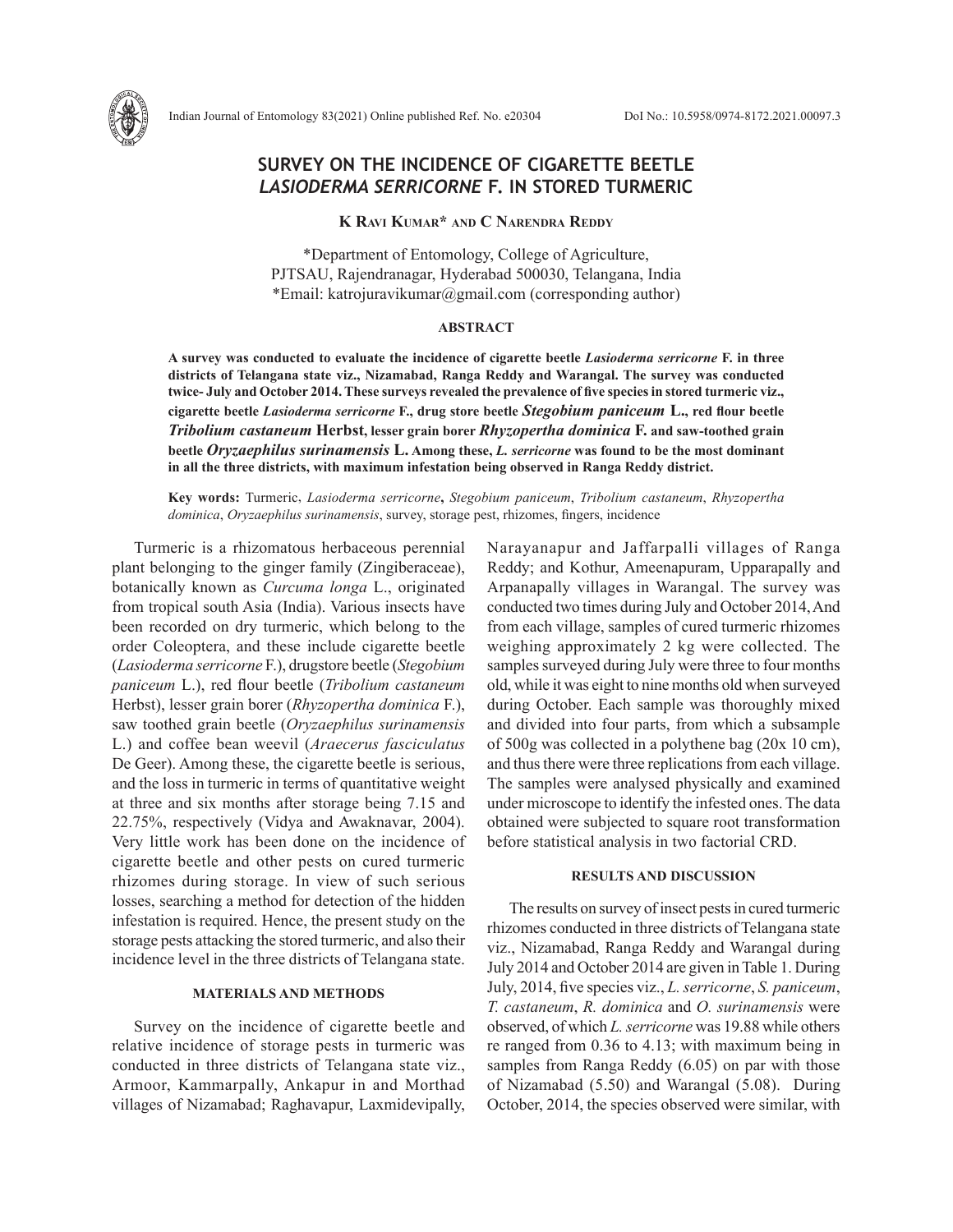# SURVEY ON THE INCIDENCE OF CIGARETTE BEETLE *LASIODERMA SERRICORNE* F. IN STORED TURMERIC

**K Ravi Kumar\* and C Narendra Reddy**

\*Department of Entomology, College of Agriculture,
PJTSAU, Rajendranagar, Hyderabad 500030, Telangana, India
\*Email: katrojuravikumar@gmail.com (corresponding author)

### ABSTRACT

**A survey was conducted to evaluate the incidence of cigarette beetle *Lasioderma serricorne* F. in three districts of Telangana state viz., Nizamabad, Ranga Reddy and Warangal. The survey was conducted twice- July and October 2014. These surveys revealed the prevalence of five species in stored turmeric viz., cigarette beetle *Lasioderma serricorne* F., drug store beetle *Stegobium paniceum* L., red flour beetle *Tribolium castaneum* Herbst, lesser grain borer *Rhyzopertha dominica* F. and saw-toothed grain beetle *Oryzaephilus surinamensis* L. Among these, *L. serricorne* was found to be the most dominant in all the three districts, with maximum infestation being observed in Ranga Reddy district.**

**Key words:** Turmeric, *Lasioderma serricorne*, *Stegobium paniceum*, *Tribolium castaneum*, *Rhyzopertha dominica*, *Oryzaephilus surinamensis*, survey, storage pest, rhizomes, fingers, incidence

Turmeric is a rhizomatous herbaceous perennial plant belonging to the ginger family (Zingiberaceae), botanically known as *Curcuma longa* L., originated from tropical south Asia (India). Various insects have been recorded on dry turmeric, which belong to the order Coleoptera, and these include cigarette beetle (*Lasioderma serricorne* F.), drugstore beetle (*Stegobium paniceum* L.), red flour beetle (*Tribolium castaneum* Herbst), lesser grain borer (*Rhyzopertha dominica* F.), saw toothed grain beetle (*Oryzaephilus surinamensis* L.) and coffee bean weevil (*Araecerus fasciculatus* De Geer). Among these, the cigarette beetle is serious, and the loss in turmeric in terms of quantitative weight at three and six months after storage being 7.15 and 22.75%, respectively (Vidya and Awaknavar, 2004). Very little work has been done on the incidence of cigarette beetle and other pests on cured turmeric rhizomes during storage. In view of such serious losses, searching a method for detection of the hidden infestation is required. Hence, the present study on the storage pests attacking the stored turmeric, and also their incidence level in the three districts of Telangana state.

## MATERIALS AND METHODS

Survey on the incidence of cigarette beetle and relative incidence of storage pests in turmeric was conducted in three districts of Telangana state viz., Armoor, Kammarpally, Ankapur in and Morthad villages of Nizamabad; Raghavapur, Laxmidevipally, Narayanapur and Jaffarpalli villages of Ranga Reddy; and Kothur, Ameenapuram, Upparapally and Arpanapally villages in Warangal. The survey was conducted two times during July and October 2014, And from each village, samples of cured turmeric rhizomes weighing approximately 2 kg were collected. The samples surveyed during July were three to four months old, while it was eight to nine months old when surveyed during October. Each sample was thoroughly mixed and divided into four parts, from which a subsample of 500g was collected in a polythene bag (20x 10 cm), and thus there were three replications from each village. The samples were analysed physically and examined under microscope to identify the infested ones. The data obtained were subjected to square root transformation before statistical analysis in two factorial CRD.

## RESULTS AND DISCUSSION

The results on survey of insect pests in cured turmeric rhizomes conducted in three districts of Telangana state viz., Nizamabad, Ranga Reddy and Warangal during July 2014 and October 2014 are given in Table 1. During July, 2014, five species viz., *L. serricorne*, *S. paniceum*, *T. castaneum*, *R. dominica* and *O. surinamensis* were observed, of which *L. serricorne* was 19.88 while others re ranged from 0.36 to 4.13; with maximum being in samples from Ranga Reddy (6.05) on par with those of Nizamabad (5.50) and Warangal (5.08). During October, 2014, the species observed were similar, with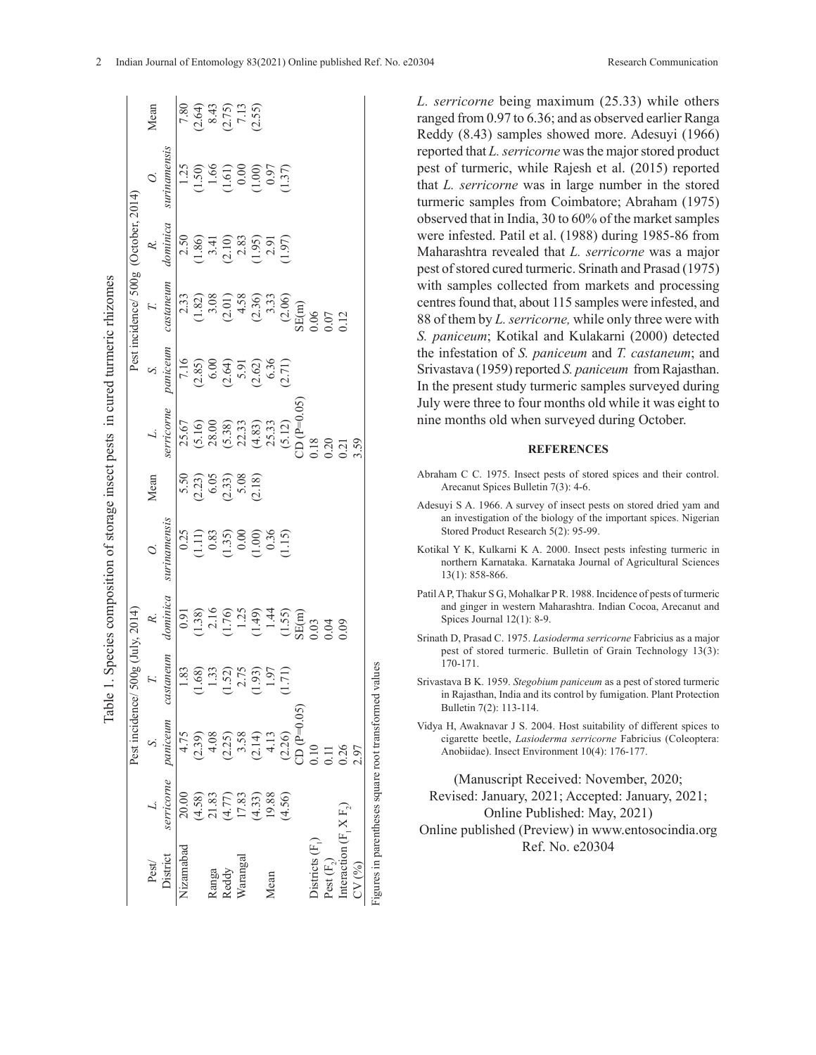Table 1. Species composition of storage insect pests in cured turmeric rhizomes

| Pest/ District | Pest incidence/ 500g (July, 2014) | | | | | Mean | Pest incidence/ 500g (October, 2014) | | | | | Mean |
|---|---|---|---|---|---|---|---|---|---|---|---|---|
| | *L. serricorne* | *S. paniceum* | *T. castaneum* | *R. dominica* | *O. surinamensis* | | *L. serricorne* | *S. paniceum* | *T. castaneum* | *R. dominica* | *O. surinamensis* | |
| Nizamabad | 20.00 | 4.75 | 1.83 | 0.91 | 0.25 | 5.50 | 25.67 | 7.16 | 2.33 | 2.50 | 1.25 | 7.80 |
| | (4.58) | (2.39) | (1.68) | (1.38) | (1.11) | (2.23) | (5.16) | (2.85) | (1.82) | (1.86) | (1.50) | (2.64) |
| Ranga Reddy | 21.83 | 4.08 | 1.33 | 2.16 | 0.83 | 6.05 | 28.00 | 6.00 | 3.08 | 3.41 | 1.66 | 8.43 |
| | (4.77) | (2.25) | (1.52) | (1.76) | (1.35) | (2.33) | (5.38) | (2.64) | (2.01) | (2.10) | (1.61) | (2.75) |
| Warangal | 17.83 | 3.58 | 2.75 | 1.25 | 0.00 | 5.08 | 22.33 | 5.91 | 4.58 | 2.83 | 0.00 | 7.13 |
| | (4.33) | (2.14) | (1.93) | (1.49) | (1.00) | (2.18) | (4.83) | (2.62) | (2.36) | (1.95) | (1.00) | (2.55) |
| Mean | 19.88 | 4.13 | 1.97 | 1.44 | 0.36 | | 25.33 | 6.36 | 3.33 | 2.91 | 0.97 | |
| | (4.56) | (2.26) | (1.71) | (1.55) | (1.15) | | (5.12) | (2.71) | (2.06) | (1.97) | (1.37) | |
| | | CD (P=0.05) | | SE(m) | | | CD (P=0.05) | | SE(m) | | | |
| Districts ($F_1$) | | 0.10 | | 0.03 | | | 0.18 | | 0.06 | | | |
| Pest ($F_2$) | | 0.11 | | 0.04 | | | 0.20 | | 0.07 | | | |
| Interaction ($F_1$ X $F_2$) | | 0.26 | | 0.09 | | | 0.21 | | 0.12 | | | |
| CV (%) | | 2.97 | | | | | 3.59 | | | | | |

Figures in parentheses square root transformed values

*L. serricorne* being maximum (25.33) while others ranged from 0.97 to 6.36; and as observed earlier Ranga Reddy (8.43) samples showed more. Adesuyi (1966) reported that *L. serricorne* was the major stored product pest of turmeric, while Rajesh et al. (2015) reported that *L. serricorne* was in large number in the stored turmeric samples from Coimbatore; Abraham (1975) observed that in India, 30 to 60% of the market samples were infested. Patil et al. (1988) during 1985-86 from Maharashtra revealed that *L. serricorne* was a major pest of stored cured turmeric. Srinath and Prasad (1975) with samples collected from markets and processing centres found that, about 115 samples were infested, and 88 of them by *L. serricorne,* while only three were with *S. paniceum*; Kotikal and Kulakarni (2000) detected the infestation of *S. paniceum* and *T. castaneum*; and Srivastava (1959) reported *S. paniceum* from Rajasthan. In the present study turmeric samples surveyed during July were three to four months old while it was eight to nine months old when surveyed during October.

## REFERENCES

Abraham C C. 1975. Insect pests of stored spices and their control. Arecanut Spices Bulletin 7(3): 4-6.

Adesuyi S A. 1966. A survey of insect pests on stored dried yam and an investigation of the biology of the important spices. Nigerian Stored Product Research 5(2): 95-99.

Kotikal Y K, Kulkarni K A. 2000. Insect pests infesting turmeric in northern Karnataka. Karnataka Journal of Agricultural Sciences 13(1): 858-866.

Patil A P, Thakur S G, Mohalkar P R. 1988. Incidence of pests of turmeric and ginger in western Maharashtra. Indian Cocoa, Arecanut and Spices Journal 12(1): 8-9.

Srinath D, Prasad C. 1975. *Lasioderma serricorne* Fabricius as a major pest of stored turmeric. Bulletin of Grain Technology 13(3): 170-171.

Srivastava B K. 1959. *Stegobium paniceum* as a pest of stored turmeric in Rajasthan, India and its control by fumigation. Plant Protection Bulletin 7(2): 113-114.

Vidya H, Awaknavar J S. 2004. Host suitability of different spices to cigarette beetle, *Lasioderma serricorne* Fabricius (Coleoptera: Anobiidae). Insect Environment 10(4): 176-177.

(Manuscript Received: November, 2020; Revised: January, 2021; Accepted: January, 2021; Online Published: May, 2021)
Online published (Preview) in www.entosocindia.org Ref. No. e20304